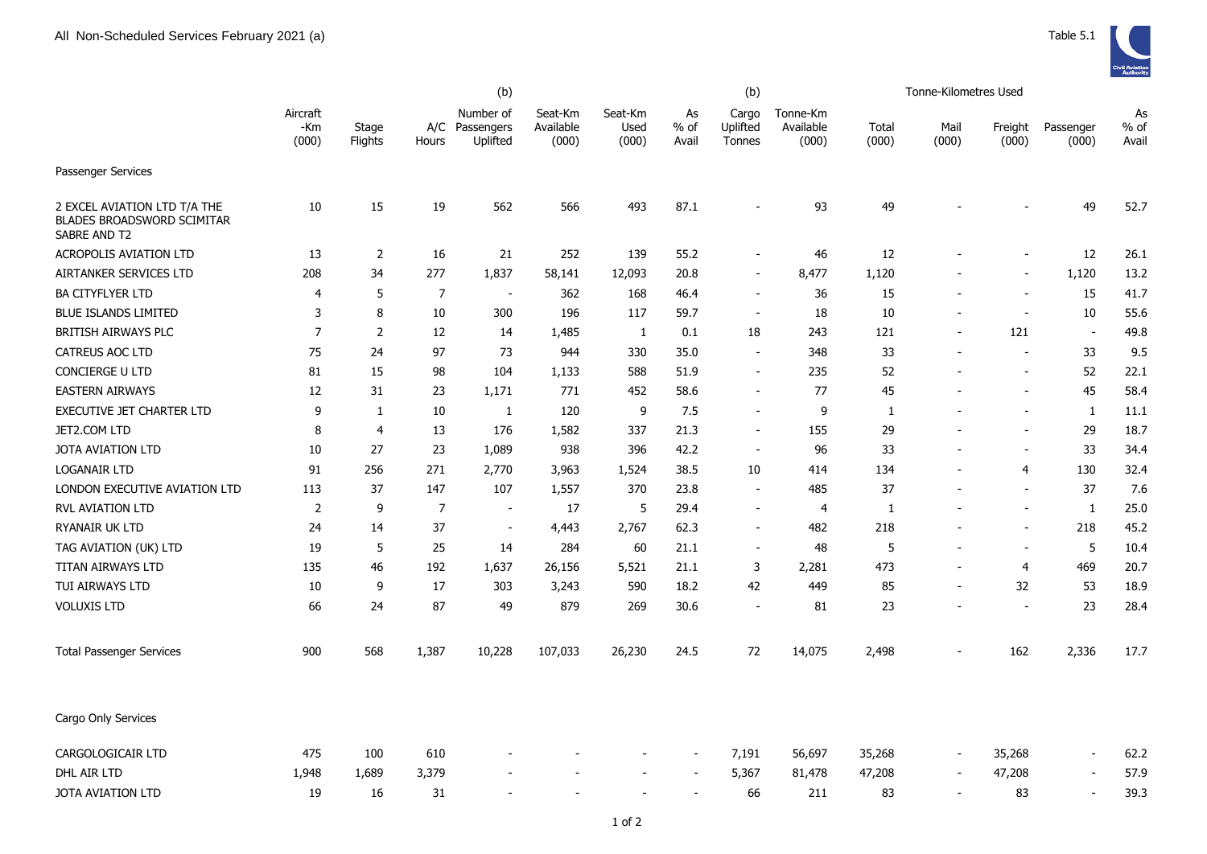All Non-Scheduled Services February 2021 (a)

Table 5.1

| | Aircraft -Km (000) | Stage Flights | A/C Hours | (b) Number of Passengers Uplifted | Seat-Km Available (000) | Seat-Km Used (000) | As % of Avail | (b) Cargo Uplifted Tonnes | Tonne-Km Available (000) | Tonne-Kilometres Used Total (000) | Mail (000) | Freight (000) | Passenger (000) | As % of Avail |
|---|---|---|---|---|---|---|---|---|---|---|---|---|---|---|
| Passenger Services | | | | | | | | | | | | | | |
| 2 EXCEL AVIATION LTD T/A THE BLADES BROADSWORD SCIMITAR SABRE AND T2 | 10 | 15 | 19 | 562 | 566 | 493 | 87.1 | - | 93 | 49 | - | - | 49 | 52.7 |
| ACROPOLIS AVIATION LTD | 13 | 2 | 16 | 21 | 252 | 139 | 55.2 | - | 46 | 12 | - | - | 12 | 26.1 |
| AIRTANKER SERVICES LTD | 208 | 34 | 277 | 1,837 | 58,141 | 12,093 | 20.8 | - | 8,477 | 1,120 | - | - | 1,120 | 13.2 |
| BA CITYFLYER LTD | 4 | 5 | 7 | - | 362 | 168 | 46.4 | - | 36 | 15 | - | - | 15 | 41.7 |
| BLUE ISLANDS LIMITED | 3 | 8 | 10 | 300 | 196 | 117 | 59.7 | - | 18 | 10 | - | - | 10 | 55.6 |
| BRITISH AIRWAYS PLC | 7 | 2 | 12 | 14 | 1,485 | 1 | 0.1 | 18 | 243 | 121 | - | 121 | - | 49.8 |
| CATREUS AOC LTD | 75 | 24 | 97 | 73 | 944 | 330 | 35.0 | - | 348 | 33 | - | - | 33 | 9.5 |
| CONCIERGE U LTD | 81 | 15 | 98 | 104 | 1,133 | 588 | 51.9 | - | 235 | 52 | - | - | 52 | 22.1 |
| EASTERN AIRWAYS | 12 | 31 | 23 | 1,171 | 771 | 452 | 58.6 | - | 77 | 45 | - | - | 45 | 58.4 |
| EXECUTIVE JET CHARTER LTD | 9 | 1 | 10 | 1 | 120 | 9 | 7.5 | - | 9 | 1 | - | - | 1 | 11.1 |
| JET2.COM LTD | 8 | 4 | 13 | 176 | 1,582 | 337 | 21.3 | - | 155 | 29 | - | - | 29 | 18.7 |
| JOTA AVIATION LTD | 10 | 27 | 23 | 1,089 | 938 | 396 | 42.2 | - | 96 | 33 | - | - | 33 | 34.4 |
| LOGANAIR LTD | 91 | 256 | 271 | 2,770 | 3,963 | 1,524 | 38.5 | 10 | 414 | 134 | - | 4 | 130 | 32.4 |
| LONDON EXECUTIVE AVIATION LTD | 113 | 37 | 147 | 107 | 1,557 | 370 | 23.8 | - | 485 | 37 | - | - | 37 | 7.6 |
| RVL AVIATION LTD | 2 | 9 | 7 | - | 17 | 5 | 29.4 | - | 4 | 1 | - | - | 1 | 25.0 |
| RYANAIR UK LTD | 24 | 14 | 37 | - | 4,443 | 2,767 | 62.3 | - | 482 | 218 | - | - | 218 | 45.2 |
| TAG AVIATION (UK) LTD | 19 | 5 | 25 | 14 | 284 | 60 | 21.1 | - | 48 | 5 | - | - | 5 | 10.4 |
| TITAN AIRWAYS LTD | 135 | 46 | 192 | 1,637 | 26,156 | 5,521 | 21.1 | 3 | 2,281 | 473 | - | 4 | 469 | 20.7 |
| TUI AIRWAYS LTD | 10 | 9 | 17 | 303 | 3,243 | 590 | 18.2 | 42 | 449 | 85 | - | 32 | 53 | 18.9 |
| VOLUXIS LTD | 66 | 24 | 87 | 49 | 879 | 269 | 30.6 | - | 81 | 23 | - | - | 23 | 28.4 |
| Total Passenger Services | 900 | 568 | 1,387 | 10,228 | 107,033 | 26,230 | 24.5 | 72 | 14,075 | 2,498 | - | 162 | 2,336 | 17.7 |
| Cargo Only Services | | | | | | | | | | | | | | |
| CARGOLOGICAIR LTD | 475 | 100 | 610 | - | - | - | - | 7,191 | 56,697 | 35,268 | - | 35,268 | - | 62.2 |
| DHL AIR LTD | 1,948 | 1,689 | 3,379 | - | - | - | - | 5,367 | 81,478 | 47,208 | - | 47,208 | - | 57.9 |
| JOTA AVIATION LTD | 19 | 16 | 31 | - | - | - | - | 66 | 211 | 83 | - | 83 | - | 39.3 |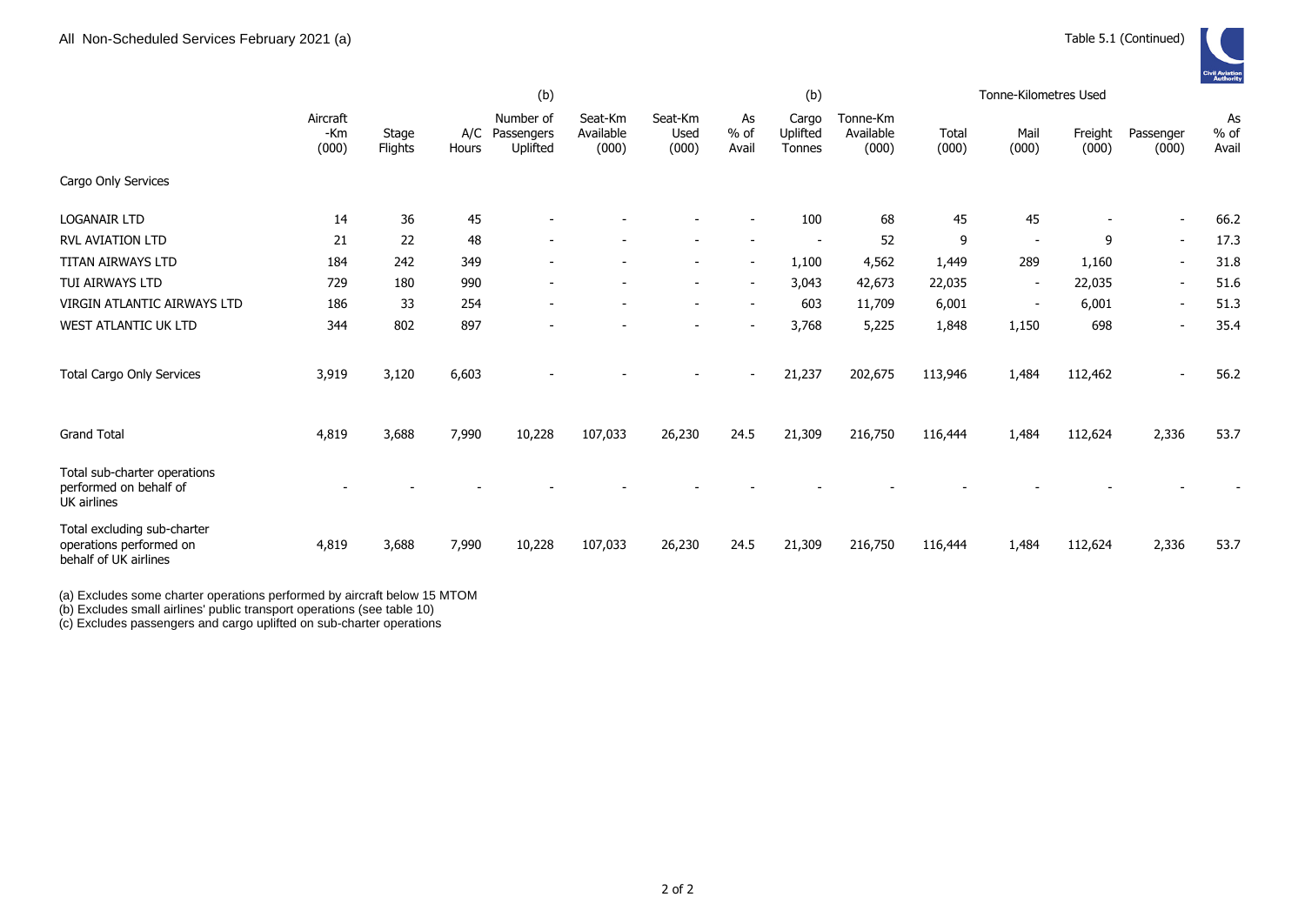All Non-Scheduled Services February 2021 (a)

Table 5.1 (Continued)

| | Aircraft -Km (000) | Stage Flights | A/C Hours | (b) Number of Passengers Uplifted | Seat-Km Available (000) | Seat-Km Used (000) | As % of Avail | (b) Cargo Uplifted Tonnes | Tonne-Km Available (000) | Tonne-Kilometres Used Total (000) | Mail (000) | Freight (000) | Passenger (000) | As % of Avail |
|---|---|---|---|---|---|---|---|---|---|---|---|---|---|---|
| **Cargo Only Services** | | | | | | | | | | | | | | |
| LOGANAIR LTD | 14 | 36 | 45 | - | - | - | - | 100 | 68 | 45 | 45 | - | - | 66.2 |
| RVL AVIATION LTD | 21 | 22 | 48 | - | - | - | - | - | 52 | 9 | - | 9 | - | 17.3 |
| TITAN AIRWAYS LTD | 184 | 242 | 349 | - | - | - | - | 1,100 | 4,562 | 1,449 | 289 | 1,160 | - | 31.8 |
| TUI AIRWAYS LTD | 729 | 180 | 990 | - | - | - | - | 3,043 | 42,673 | 22,035 | - | 22,035 | - | 51.6 |
| VIRGIN ATLANTIC AIRWAYS LTD | 186 | 33 | 254 | - | - | - | - | 603 | 11,709 | 6,001 | - | 6,001 | - | 51.3 |
| WEST ATLANTIC UK LTD | 344 | 802 | 897 | - | - | - | - | 3,768 | 5,225 | 1,848 | 1,150 | 698 | - | 35.4 |
| Total Cargo Only Services | 3,919 | 3,120 | 6,603 | - | - | - | - | 21,237 | 202,675 | 113,946 | 1,484 | 112,462 | - | 56.2 |
| Grand Total | 4,819 | 3,688 | 7,990 | 10,228 | 107,033 | 26,230 | 24.5 | 21,309 | 216,750 | 116,444 | 1,484 | 112,624 | 2,336 | 53.7 |
| Total sub-charter operations performed on behalf of UK airlines | - | - | - | - | - | - | - | - | - | - | - | - | - | - |
| Total excluding sub-charter operations performed on behalf of UK airlines | 4,819 | 3,688 | 7,990 | 10,228 | 107,033 | 26,230 | 24.5 | 21,309 | 216,750 | 116,444 | 1,484 | 112,624 | 2,336 | 53.7 |

(a) Excludes some charter operations performed by aircraft below 15 MTOM
(b) Excludes small airlines' public transport operations (see table 10)
(c) Excludes passengers and cargo uplifted on sub-charter operations